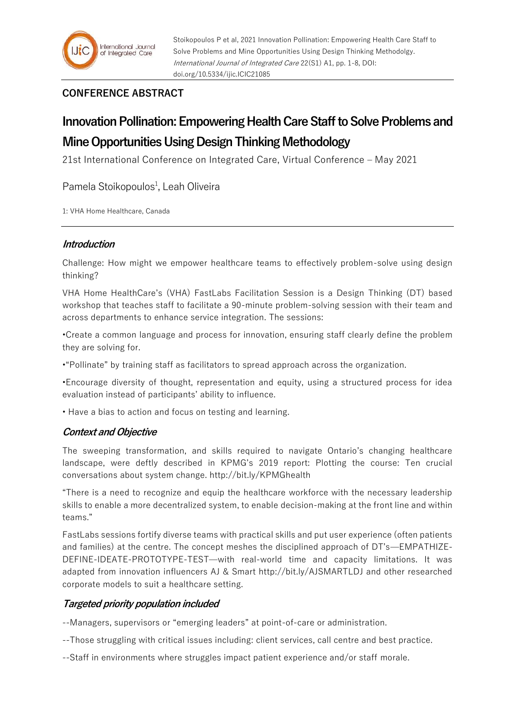## CONFERENCE ABSTRACT

# Innovation Pollination: Empowering Health Care Staff to Solve Problems and Mine Opportunities Using Design Thinking Methodology

21st International Conference on Integrated Care, Virtual Conference – May 2021

Pamela Stoikopoulos[1], Leah Oliveira

1: VHA Home Healthcare, Canada

### *Introduction*

Challenge: How might we empower healthcare teams to effectively problem-solve using design thinking?

VHA Home HealthCare's (VHA) FastLabs Facilitation Session is a Design Thinking (DT) based workshop that teaches staff to facilitate a 90-minute problem-solving session with their team and across departments to enhance service integration. The sessions:

•Create a common language and process for innovation, ensuring staff clearly define the problem they are solving for.

•"Pollinate" by training staff as facilitators to spread approach across the organization.

•Encourage diversity of thought, representation and equity, using a structured process for idea evaluation instead of participants' ability to influence.

• Have a bias to action and focus on testing and learning.

### *Context and Objective*

The sweeping transformation, and skills required to navigate Ontario's changing healthcare landscape, were deftly described in KPMG's 2019 report: Plotting the course: Ten crucial conversations about system change. http://bit.ly/KPMGhealth

"There is a need to recognize and equip the healthcare workforce with the necessary leadership skills to enable a more decentralized system, to enable decision-making at the front line and within teams."

FastLabs sessions fortify diverse teams with practical skills and put user experience (often patients and families) at the centre. The concept meshes the disciplined approach of DT's—EMPATHIZE-DEFINE-IDEATE-PROTOTYPE-TEST—with real-world time and capacity limitations. It was adapted from innovation influencers AJ & Smart http://bit.ly/AJSMARTLDJ and other researched corporate models to suit a healthcare setting.

### *Targeted priority population included*

--Managers, supervisors or "emerging leaders" at point-of-care or administration.

--Those struggling with critical issues including: client services, call centre and best practice.

--Staff in environments where struggles impact patient experience and/or staff morale.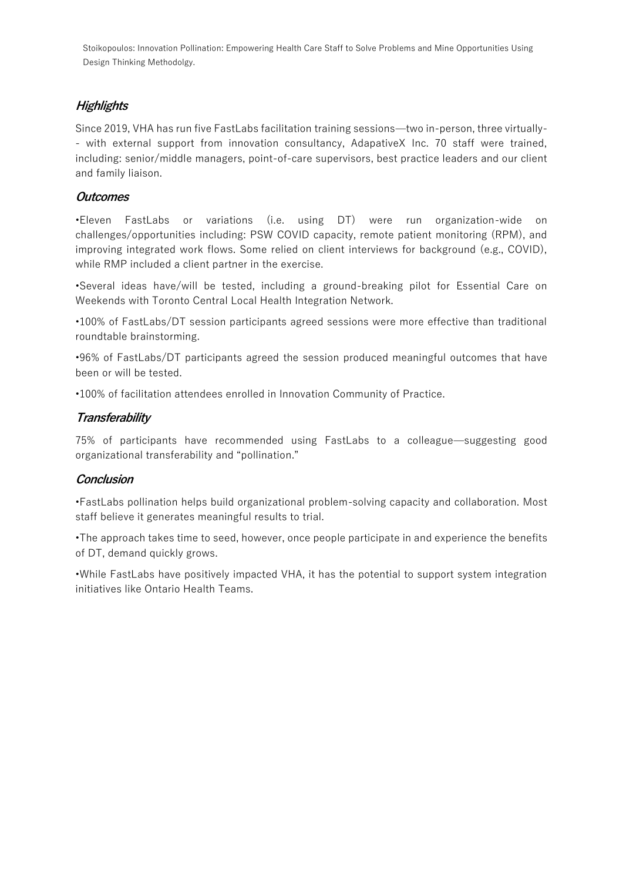## *Highlights*

Since 2019, VHA has run five FastLabs facilitation training sessions—two in-person, three virtually-- with external support from innovation consultancy, AdapativeX Inc. 70 staff were trained, including: senior/middle managers, point-of-care supervisors, best practice leaders and our client and family liaison.

## *Outcomes*

•Eleven FastLabs or variations (i.e. using DT) were run organization-wide on challenges/opportunities including: PSW COVID capacity, remote patient monitoring (RPM), and improving integrated work flows. Some relied on client interviews for background (e.g., COVID), while RMP included a client partner in the exercise.

•Several ideas have/will be tested, including a ground-breaking pilot for Essential Care on Weekends with Toronto Central Local Health Integration Network.

•100% of FastLabs/DT session participants agreed sessions were more effective than traditional roundtable brainstorming.

•96% of FastLabs/DT participants agreed the session produced meaningful outcomes that have been or will be tested.

•100% of facilitation attendees enrolled in Innovation Community of Practice.

## *Transferability*

75% of participants have recommended using FastLabs to a colleague—suggesting good organizational transferability and "pollination."

## *Conclusion*

•FastLabs pollination helps build organizational problem-solving capacity and collaboration. Most staff believe it generates meaningful results to trial.

•The approach takes time to seed, however, once people participate in and experience the benefits of DT, demand quickly grows.

•While FastLabs have positively impacted VHA, it has the potential to support system integration initiatives like Ontario Health Teams.